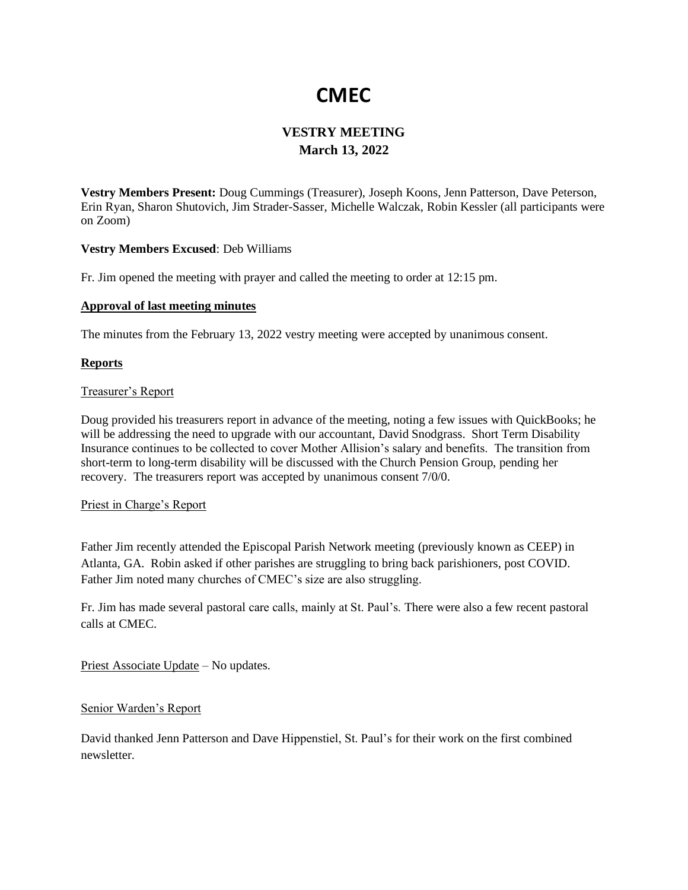# CMEC

## VESTRY MEETING
## March 13, 2022

**Vestry Members Present:** Doug Cummings (Treasurer), Joseph Koons, Jenn Patterson, Dave Peterson, Erin Ryan, Sharon Shutovich, Jim Strader-Sasser, Michelle Walczak, Robin Kessler (all participants were on Zoom)

**Vestry Members Excused**: Deb Williams

Fr. Jim opened the meeting with prayer and called the meeting to order at 12:15 pm.

**Approval of last meeting minutes**

The minutes from the February 13, 2022 vestry meeting were accepted by unanimous consent.

**Reports**

Treasurer's Report

Doug provided his treasurers report in advance of the meeting, noting a few issues with QuickBooks; he will be addressing the need to upgrade with our accountant, David Snodgrass. Short Term Disability Insurance continues to be collected to cover Mother Allision's salary and benefits. The transition from short-term to long-term disability will be discussed with the Church Pension Group, pending her recovery. The treasurers report was accepted by unanimous consent 7/0/0.

Priest in Charge's Report

Father Jim recently attended the Episcopal Parish Network meeting (previously known as CEEP) in Atlanta, GA. Robin asked if other parishes are struggling to bring back parishioners, post COVID. Father Jim noted many churches of CMEC's size are also struggling.

Fr. Jim has made several pastoral care calls, mainly at St. Paul's. There were also a few recent pastoral calls at CMEC.

Priest Associate Update – No updates.

Senior Warden's Report

David thanked Jenn Patterson and Dave Hippenstiel, St. Paul's for their work on the first combined newsletter.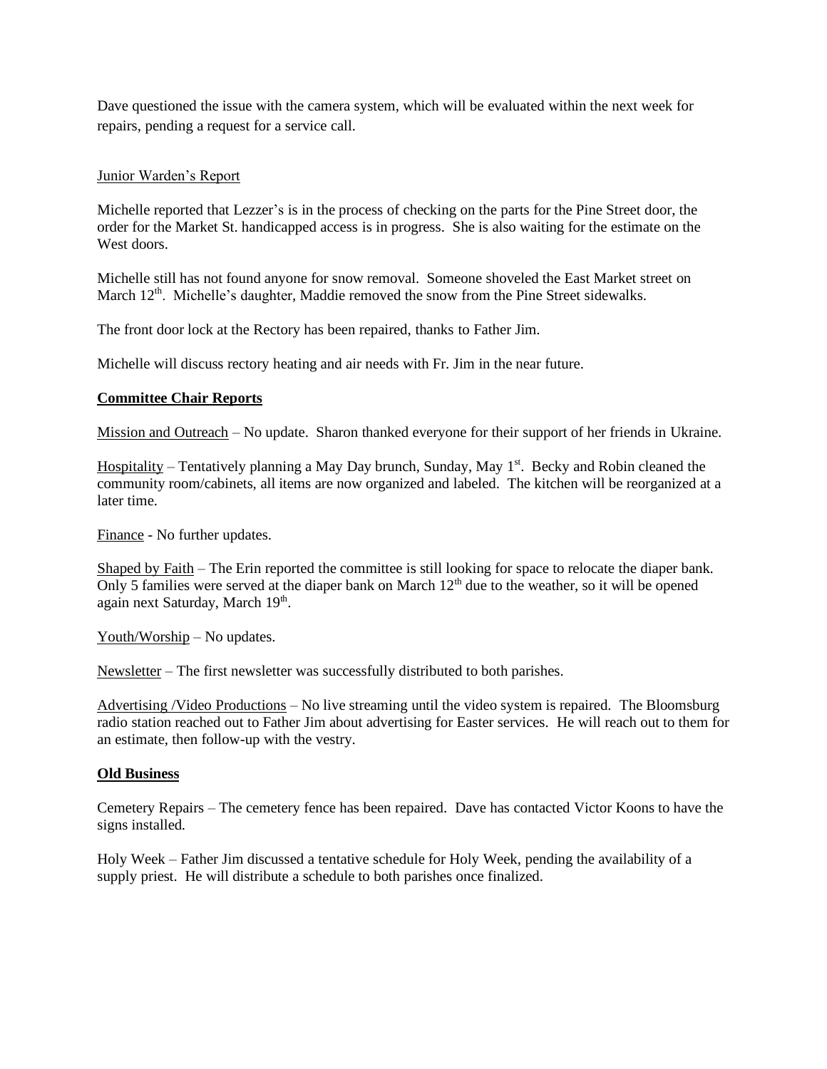Dave questioned the issue with the camera system, which will be evaluated within the next week for repairs, pending a request for a service call.

<u>Junior Warden's Report</u>

Michelle reported that Lezzer's is in the process of checking on the parts for the Pine Street door, the order for the Market St. handicapped access is in progress. She is also waiting for the estimate on the West doors.

Michelle still has not found anyone for snow removal. Someone shoveled the East Market street on March 12th. Michelle's daughter, Maddie removed the snow from the Pine Street sidewalks.

The front door lock at the Rectory has been repaired, thanks to Father Jim.

Michelle will discuss rectory heating and air needs with Fr. Jim in the near future.

**Committee Chair Reports**

<u>Mission and Outreach</u> – No update. Sharon thanked everyone for their support of her friends in Ukraine.

<u>Hospitality</u> – Tentatively planning a May Day brunch, Sunday, May 1st. Becky and Robin cleaned the community room/cabinets, all items are now organized and labeled. The kitchen will be reorganized at a later time.

<u>Finance</u> - No further updates.

<u>Shaped by Faith</u> – The Erin reported the committee is still looking for space to relocate the diaper bank. Only 5 families were served at the diaper bank on March 12th due to the weather, so it will be opened again next Saturday, March 19th.

<u>Youth/Worship</u> – No updates.

<u>Newsletter</u> – The first newsletter was successfully distributed to both parishes.

<u>Advertising /Video Productions</u> – No live streaming until the video system is repaired. The Bloomsburg radio station reached out to Father Jim about advertising for Easter services. He will reach out to them for an estimate, then follow-up with the vestry.

**Old Business**

Cemetery Repairs – The cemetery fence has been repaired. Dave has contacted Victor Koons to have the signs installed.

Holy Week – Father Jim discussed a tentative schedule for Holy Week, pending the availability of a supply priest. He will distribute a schedule to both parishes once finalized.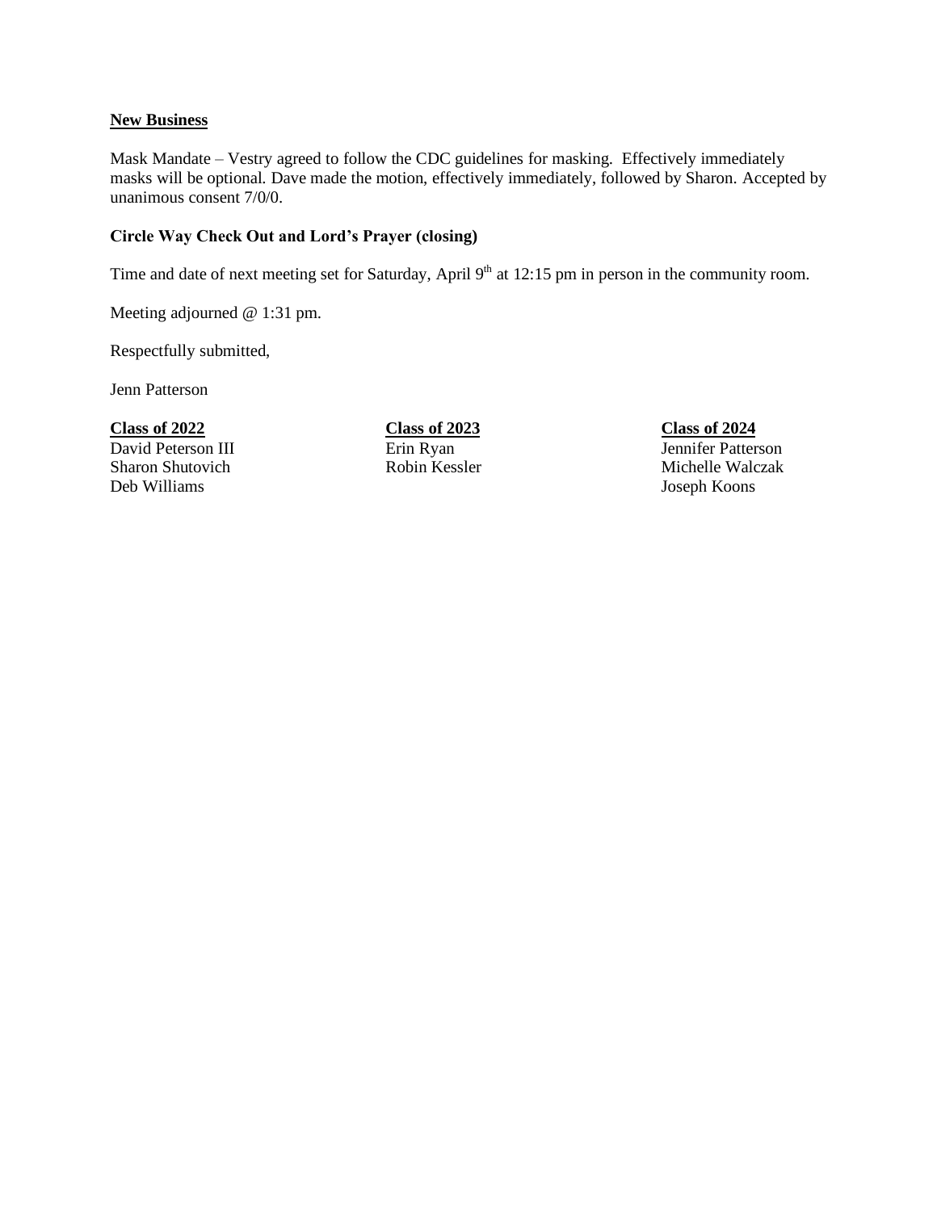## New Business

Mask Mandate – Vestry agreed to follow the CDC guidelines for masking. Effectively immediately masks will be optional. Dave made the motion, effectively immediately, followed by Sharon. Accepted by unanimous consent 7/0/0.

### Circle Way Check Out and Lord's Prayer (closing)

Time and date of next meeting set for Saturday, April 9th at 12:15 pm in person in the community room.

Meeting adjourned @ 1:31 pm.

Respectfully submitted,

Jenn Patterson

| Class of 2022 | Class of 2023 | Class of 2024 |
| --- | --- | --- |
| David Peterson III | Erin Ryan | Jennifer Patterson |
| Sharon Shutovich | Robin Kessler | Michelle Walczak |
| Deb Williams | | Joseph Koons |